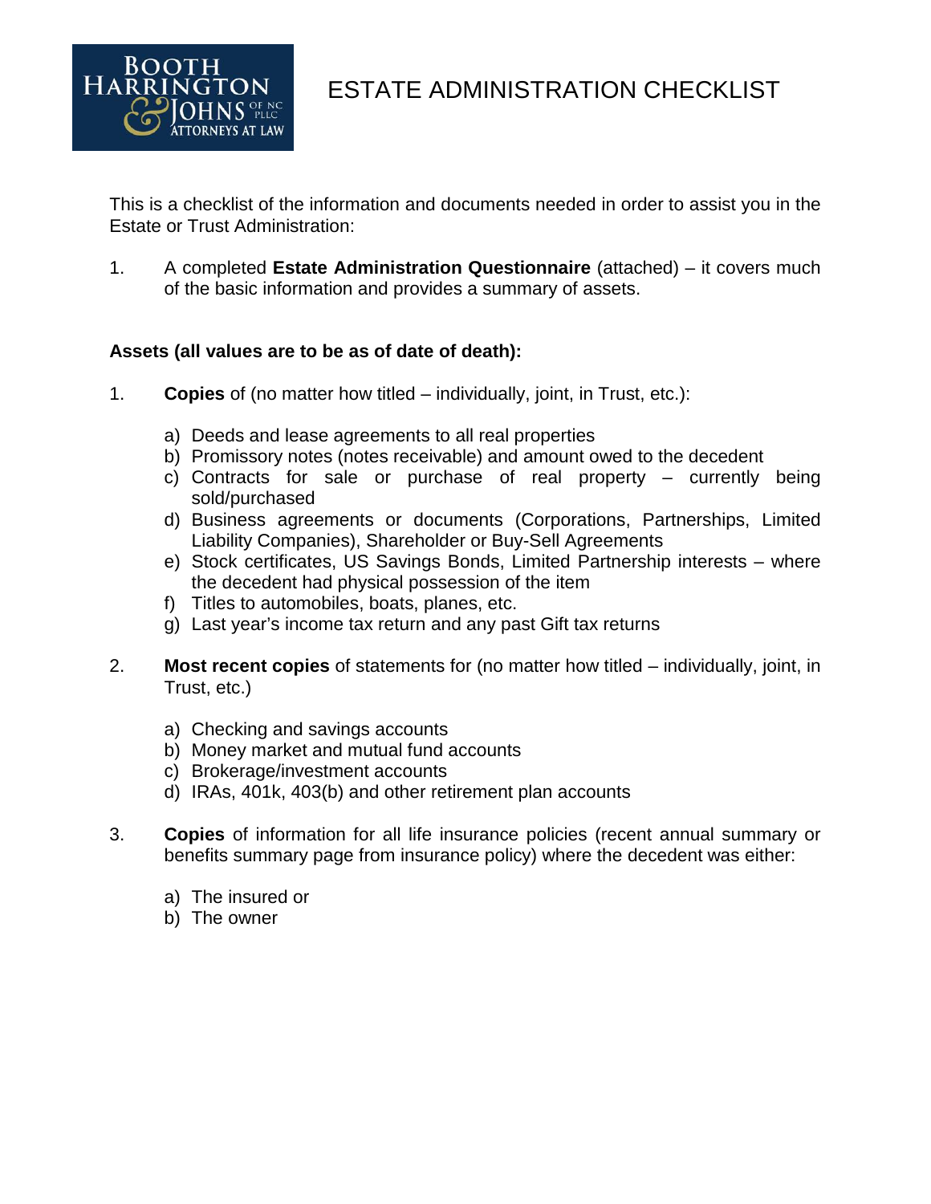# ESTATE ADMINISTRATION CHECKLIST

This is a checklist of the information and documents needed in order to assist you in the Estate or Trust Administration:

1. A completed **Estate Administration Questionnaire** (attached) – it covers much of the basic information and provides a summary of assets.

**Assets (all values are to be as of date of death):**

1. **Copies** of (no matter how titled – individually, joint, in Trust, etc.):

   a) Deeds and lease agreements to all real properties
   b) Promissory notes (notes receivable) and amount owed to the decedent
   c) Contracts for sale or purchase of real property – currently being sold/purchased
   d) Business agreements or documents (Corporations, Partnerships, Limited Liability Companies), Shareholder or Buy-Sell Agreements
   e) Stock certificates, US Savings Bonds, Limited Partnership interests – where the decedent had physical possession of the item
   f) Titles to automobiles, boats, planes, etc.
   g) Last year's income tax return and any past Gift tax returns

2. **Most recent copies** of statements for (no matter how titled – individually, joint, in Trust, etc.)

   a) Checking and savings accounts
   b) Money market and mutual fund accounts
   c) Brokerage/investment accounts
   d) IRAs, 401k, 403(b) and other retirement plan accounts

3. **Copies** of information for all life insurance policies (recent annual summary or benefits summary page from insurance policy) where the decedent was either:

   a) The insured or
   b) The owner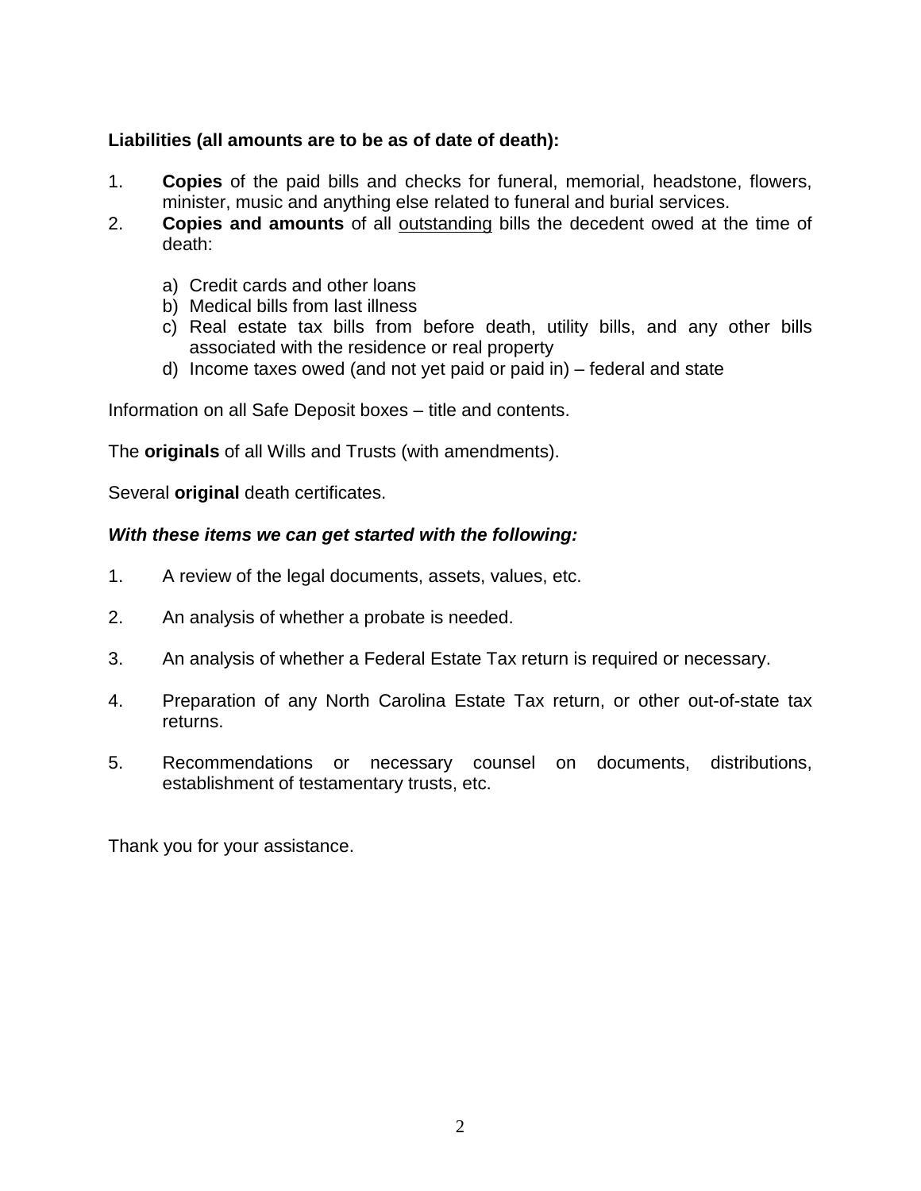**Liabilities (all amounts are to be as of date of death):**

1. **Copies** of the paid bills and checks for funeral, memorial, headstone, flowers, minister, music and anything else related to funeral and burial services.
2. **Copies and amounts** of all <u>outstanding</u> bills the decedent owed at the time of death:

    a) Credit cards and other loans
    b) Medical bills from last illness
    c) Real estate tax bills from before death, utility bills, and any other bills associated with the residence or real property
    d) Income taxes owed (and not yet paid or paid in) – federal and state

Information on all Safe Deposit boxes – title and contents.

The **originals** of all Wills and Trusts (with amendments).

Several **original** death certificates.

***With these items we can get started with the following:***

1. A review of the legal documents, assets, values, etc.

2. An analysis of whether a probate is needed.

3. An analysis of whether a Federal Estate Tax return is required or necessary.

4. Preparation of any North Carolina Estate Tax return, or other out-of-state tax returns.

5. Recommendations or necessary counsel on documents, distributions, establishment of testamentary trusts, etc.

Thank you for your assistance.